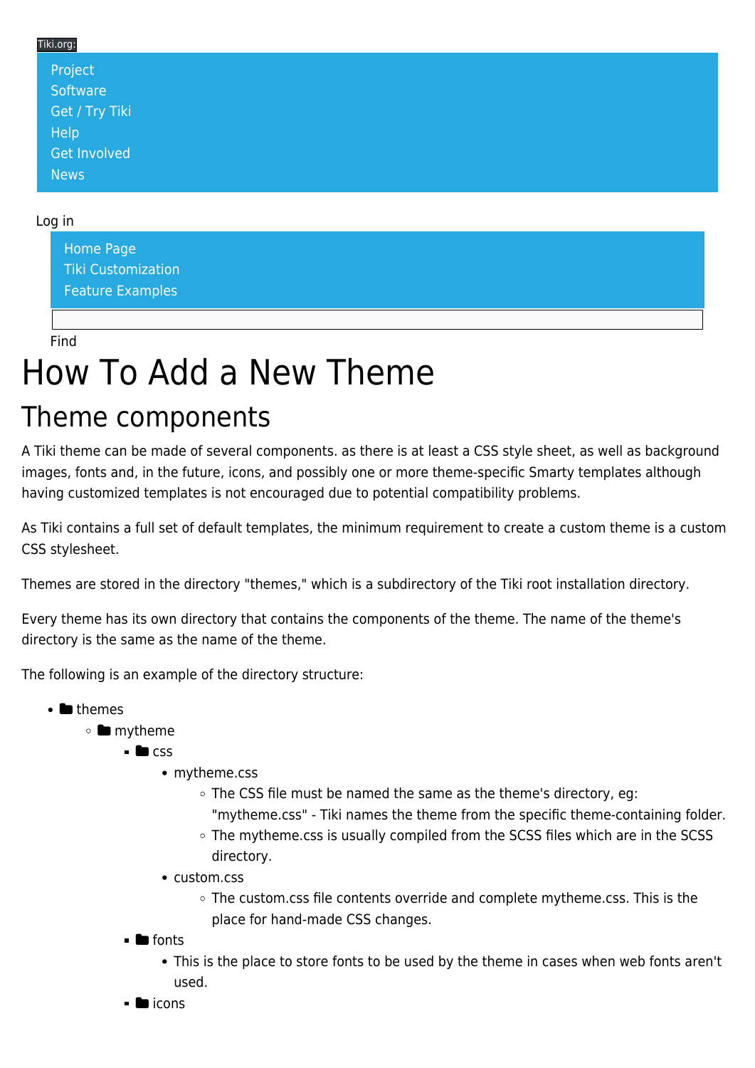Tiki.org:

- Project
- Software
- Get / Try Tiki
- Help
- Get Involved
- News

Log in

- Home Page
- Tiki Customization
- Feature Examples

Find

# How To Add a New Theme

## Theme components

A Tiki theme can be made of several components. as there is at least a CSS style sheet, as well as background images, fonts and, in the future, icons, and possibly one or more theme-specific Smarty templates although having customized templates is not encouraged due to potential compatibility problems.

As Tiki contains a full set of default templates, the minimum requirement to create a custom theme is a custom CSS stylesheet.

Themes are stored in the directory "themes," which is a subdirectory of the Tiki root installation directory.

Every theme has its own directory that contains the components of the theme. The name of the theme's directory is the same as the name of the theme.

The following is an example of the directory structure:

- themes
  - mytheme
    - css
      - mytheme.css
        - The CSS file must be named the same as the theme's directory, eg: "mytheme.css" - Tiki names the theme from the specific theme-containing folder.
        - The mytheme.css is usually compiled from the SCSS files which are in the SCSS directory.
      - custom.css
        - The custom.css file contents override and complete mytheme.css. This is the place for hand-made CSS changes.
    - fonts
      - This is the place to store fonts to be used by the theme in cases when web fonts aren't used.
    - icons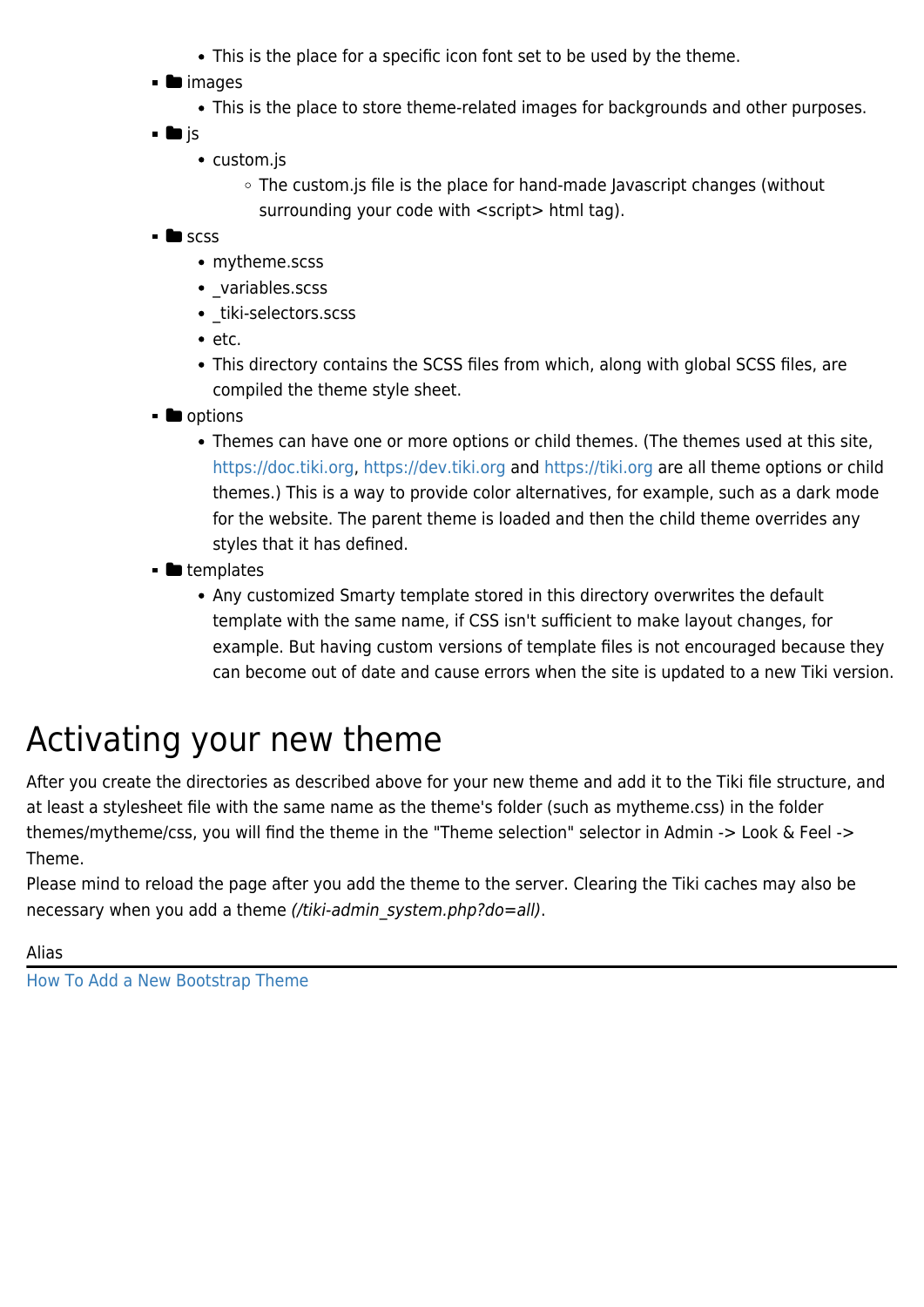- This is the place for a specific icon font set to be used by the theme.
- images
    - This is the place to store theme-related images for backgrounds and other purposes.
- js
    - custom.js
        - The custom.js file is the place for hand-made Javascript changes (without surrounding your code with <script> html tag).
- scss
    - mytheme.scss
    - _variables.scss
    - _tiki-selectors.scss
    - etc.
    - This directory contains the SCSS files from which, along with global SCSS files, are compiled the theme style sheet.
- options
    - Themes can have one or more options or child themes. (The themes used at this site, https://doc.tiki.org, https://dev.tiki.org and https://tiki.org are all theme options or child themes.) This is a way to provide color alternatives, for example, such as a dark mode for the website. The parent theme is loaded and then the child theme overrides any styles that it has defined.
- templates
    - Any customized Smarty template stored in this directory overwrites the default template with the same name, if CSS isn't sufficient to make layout changes, for example. But having custom versions of template files is not encouraged because they can become out of date and cause errors when the site is updated to a new Tiki version.

# Activating your new theme

After you create the directories as described above for your new theme and add it to the Tiki file structure, and at least a stylesheet file with the same name as the theme's folder (such as mytheme.css) in the folder themes/mytheme/css, you will find the theme in the "Theme selection" selector in Admin -> Look & Feel -> Theme.
Please mind to reload the page after you add the theme to the server. Clearing the Tiki caches may also be necessary when you add a theme *(/tiki-admin_system.php?do=all)*.

Alias

How To Add a New Bootstrap Theme